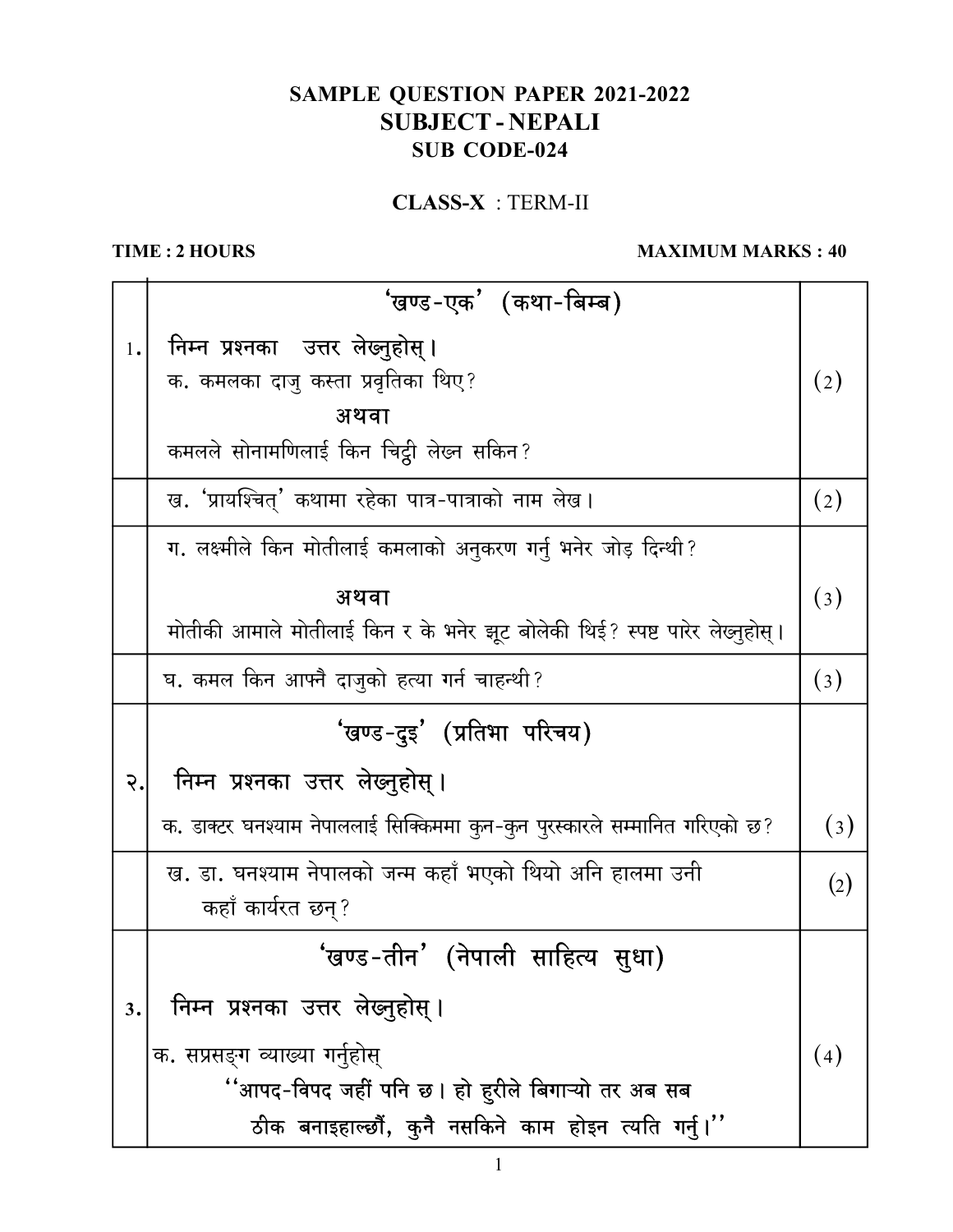# SAMPLE QUESTION PAPER 2021-2022
## SUBJECT - NEPALI
### SUB CODE-024

**CLASS-X** : TERM-II

**TIME : 2 HOURS** **MAXIMUM MARKS : 40**

| | | |
|---|---|---|
| | **'खण्ड-एक' (कथा-बिम्ब)** | |
| 1. | **निम्न प्रश्नका उत्तर लेख्नुहोस्।**<br>क. कमलका दाजु कस्ता प्रवृतिका थिए?<br>**अथवा**<br>कमलले सोनामणिलाई किन चिट्ठी लेख्न सकिन? | (2) |
| | ख. 'प्रायश्चित्' कथामा रहेका पात्र-पात्राको नाम लेख। | (2) |
| | ग. लक्ष्मीले किन मोतीलाई कमलाको अनुकरण गर्नु भनेर जोड़ दिन्थी?<br>**अथवा**<br>मोतीकी आमाले मोतीलाई किन र के भनेर झूट बोलेकी थिई? स्पष्ट पारेर लेख्नुहोस्। | (3) |
| | घ. कमल किन आफ्नै दाजुको हत्या गर्न चाहन्थी? | (3) |
| | **'खण्ड-दुइ' (प्रतिभा परिचय)** | |
| २. | **निम्न प्रश्नका उत्तर लेख्नुहोस्।**<br>क. डाक्टर घनश्याम नेपाललाई सिक्किममा कुन-कुन पुरस्कारले सम्मानित गरिएको छ? | (3) |
| | ख. डा. घनश्याम नेपालको जन्म कहाँ भएको थियो अनि हालमा उनी कहाँ कार्यरत छन्? | (2) |
| | **'खण्ड-तीन' (नेपाली साहित्य सुधा)** | |
| 3. | **निम्न प्रश्नका उत्तर लेख्नुहोस्।**<br>क. सप्रसङ्ग व्याख्या गर्नुहोस्<br>**''आपद-विपद जहीं पनि छ। हो हुरीले बिगाऱ्यो तर अब सब ठीक बनाइहाल्छौं, कुनै नसकिने काम होइन त्यति गर्नु।''** | (4) |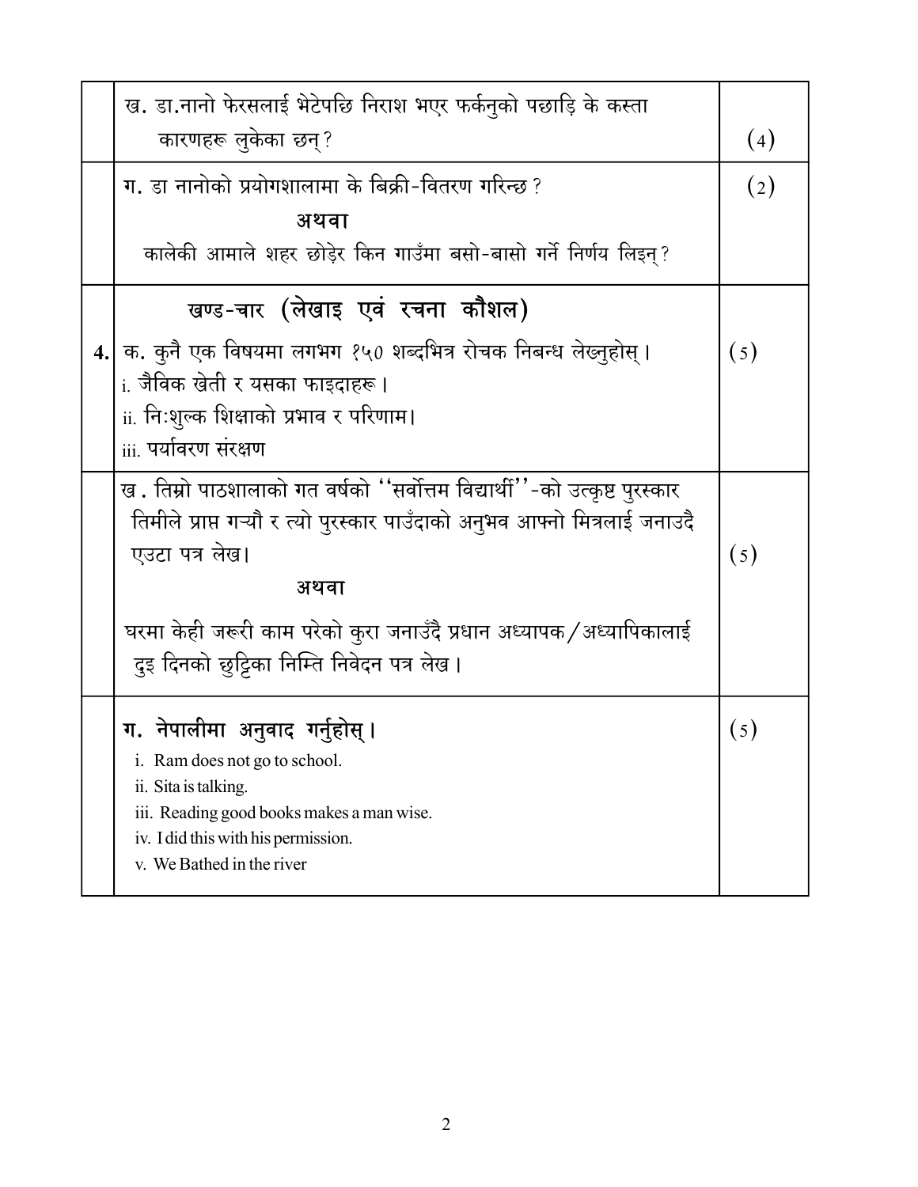| | | |
|---|---|---|
| | ख. डा.नानो फेरसलाई भेटेपछि निराश भएर फर्कनुको पछाडि के कस्ता कारणहरू लुकेका छन्? | (4) |
| | ग. डा नानोको प्रयोगशालामा के बिक्री-वितरण गरिन्छ?<br>**अथवा**<br>कालेकी आमाले शहर छोड़ेर किन गाउँमा बसो-बासो गर्ने निर्णय लिइन्? | (2) |
| **4.** | **खण्ड-चार (लेखाइ एवं रचना कौशल)**<br>क. कुनै एक विषयमा लगभग १५० शब्दभित्र रोचक निबन्ध लेख्नुहोस्।<br>i. जैविक खेती र यसका फाइदाहरू।<br>ii. निःशुल्क शिक्षाको प्रभाव र परिणाम।<br>iii. पर्यावरण संरक्षण | (5) |
| | ख. तिम्रो पाठशालाको गत वर्षको ''सर्वोत्तम विद्यार्थी''-को उत्कृष्ट पुरस्कार तिमीले प्राप्त गर्‍यौ र त्यो पुरस्कार पाउँदाको अनुभव आफ्नो मित्रलाई जनाउदै एउटा पत्र लेख।<br>**अथवा**<br>घरमा केही जरूरी काम परेको कुरा जनाउँदै प्रधान अध्यापक/अध्यापिकालाई दुइ दिनको छुट्टिका निम्ति निवेदन पत्र लेख। | (5) |
| | **ग. नेपालीमा अनुवाद गर्नुहोस्।**<br>i. Ram does not go to school.<br>ii. Sita is talking.<br>iii. Reading good books makes a man wise.<br>iv. I did this with his permission.<br>v. We Bathed in the river | (5) |